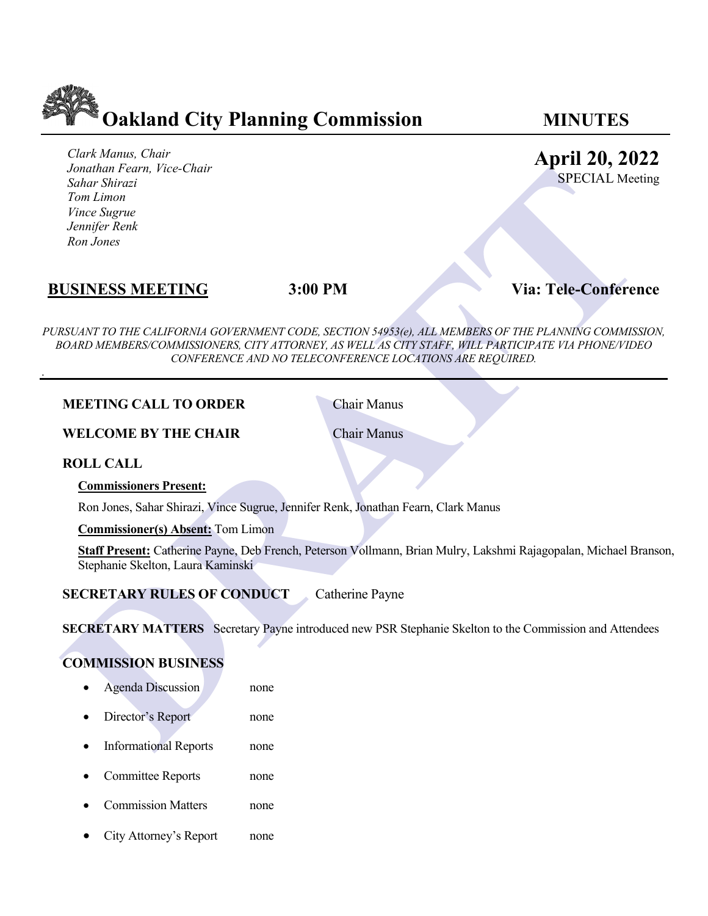# Oakland City Planning Commission

**MINUTES**

*Clark Manus, Chair*
*Jonathan Fearn, Vice-Chair*
*Sahar Shirazi*
*Tom Limon*
*Vince Sugrue*
*Jennifer Renk*
*Ron Jones*

**April 20, 2022**
SPECIAL Meeting

**BUSINESS MEETING** **3:00 PM** **Via: Tele-Conference**

*PURSUANT TO THE CALIFORNIA GOVERNMENT CODE, SECTION 54953(e), ALL MEMBERS OF THE PLANNING COMMISSION, BOARD MEMBERS/COMMISSIONERS, CITY ATTORNEY, AS WELL AS CITY STAFF, WILL PARTICIPATE VIA PHONE/VIDEO CONFERENCE AND NO TELECONFERENCE LOCATIONS ARE REQUIRED.*

**MEETING CALL TO ORDER** Chair Manus

**WELCOME BY THE CHAIR** Chair Manus

**ROLL CALL**

**Commissioners Present:**

Ron Jones, Sahar Shirazi, Vince Sugrue, Jennifer Renk, Jonathan Fearn, Clark Manus

**Commissioner(s) Absent:** Tom Limon

**Staff Present:** Catherine Payne, Deb French, Peterson Vollmann, Brian Mulry, Lakshmi Rajagopalan, Michael Branson, Stephanie Skelton, Laura Kaminski

**SECRETARY RULES OF CONDUCT** Catherine Payne

**SECRETARY MATTERS** Secretary Payne introduced new PSR Stephanie Skelton to the Commission and Attendees

**COMMISSION BUSINESS**

- Agenda Discussion none
- Director's Report none
- Informational Reports none
- Committee Reports none
- Commission Matters none
- City Attorney's Report none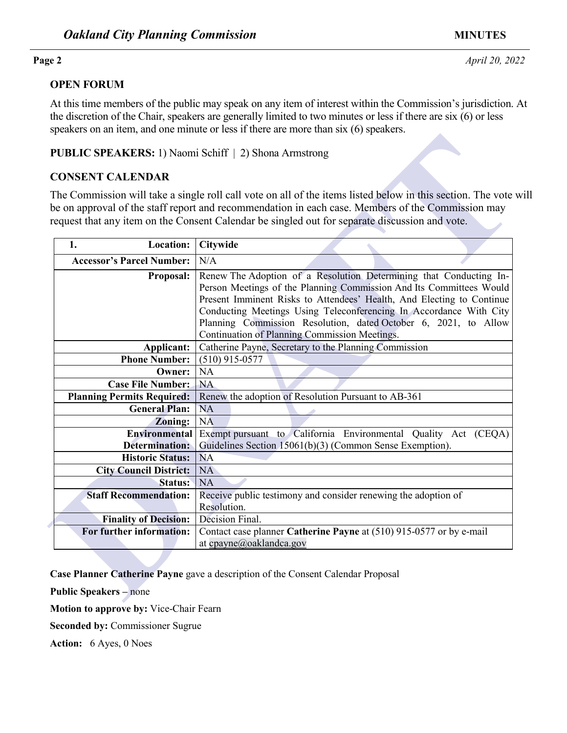## OPEN FORUM

At this time members of the public may speak on any item of interest within the Commission's jurisdiction. At the discretion of the Chair, speakers are generally limited to two minutes or less if there are six (6) or less speakers on an item, and one minute or less if there are more than six (6) speakers.

**PUBLIC SPEAKERS:** 1) Naomi Schiff | 2) Shona Armstrong

## CONSENT CALENDAR

The Commission will take a single roll call vote on all of the items listed below in this section. The vote will be on approval of the staff report and recommendation in each case. Members of the Commission may request that any item on the Consent Calendar be singled out for separate discussion and vote.

| **1. Location:** | **Citywide** |
|---|---|
| **Accessor's Parcel Number:** | N/A |
| **Proposal:** | Renew The Adoption of a Resolution Determining that Conducting In-Person Meetings of the Planning Commission And Its Committees Would Present Imminent Risks to Attendees' Health, And Electing to Continue Conducting Meetings Using Teleconferencing In Accordance With City Planning Commission Resolution, dated October 6, 2021, to Allow Continuation of Planning Commission Meetings. |
| **Applicant:** | Catherine Payne, Secretary to the Planning Commission |
| **Phone Number:** | (510) 915-0577 |
| **Owner:** | NA |
| **Case File Number:** | NA |
| **Planning Permits Required:** | Renew the adoption of Resolution Pursuant to AB-361 |
| **General Plan:** | NA |
| **Zoning:** | NA |
| **Environmental Determination:** | Exempt pursuant to California Environmental Quality Act (CEQA) Guidelines Section 15061(b)(3) (Common Sense Exemption). |
| **Historic Status:** | NA |
| **City Council District:** | NA |
| **Status:** | NA |
| **Staff Recommendation:** | Receive public testimony and consider renewing the adoption of Resolution. |
| **Finality of Decision:** | Decision Final. |
| **For further information:** | Contact case planner **Catherine Payne** at (510) 915-0577 or by e-mail at cpayne@oaklandca.gov |

**Case Planner Catherine Payne** gave a description of the Consent Calendar Proposal

**Public Speakers –** none

**Motion to approve by:** Vice-Chair Fearn

**Seconded by:** Commissioner Sugrue

**Action:** 6 Ayes, 0 Noes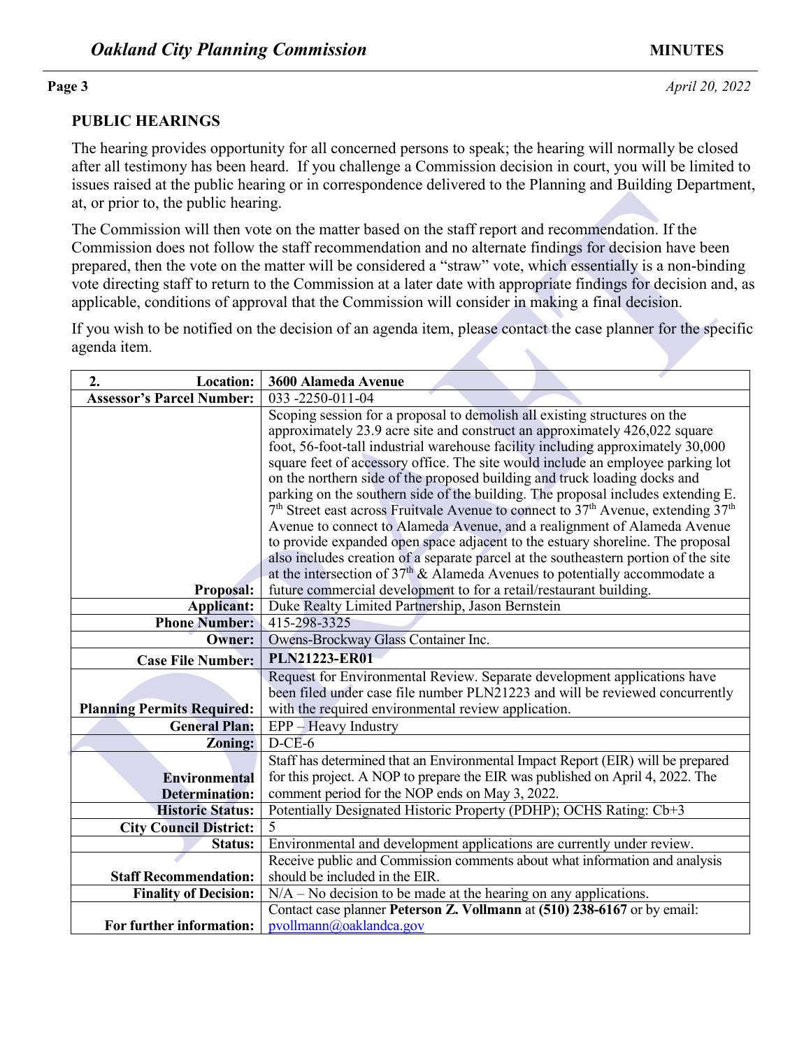## PUBLIC HEARINGS

The hearing provides opportunity for all concerned persons to speak; the hearing will normally be closed after all testimony has been heard. If you challenge a Commission decision in court, you will be limited to issues raised at the public hearing or in correspondence delivered to the Planning and Building Department, at, or prior to, the public hearing.

The Commission will then vote on the matter based on the staff report and recommendation. If the Commission does not follow the staff recommendation and no alternate findings for decision have been prepared, then the vote on the matter will be considered a "straw" vote, which essentially is a non-binding vote directing staff to return to the Commission at a later date with appropriate findings for decision and, as applicable, conditions of approval that the Commission will consider in making a final decision.

If you wish to be notified on the decision of an agenda item, please contact the case planner for the specific agenda item.

| **2. Location:** | **3600 Alameda Avenue** |
|---|---|
| **Assessor's Parcel Number:** | 033 -2250-011-04 |
| **Proposal:** | Scoping session for a proposal to demolish all existing structures on the approximately 23.9 acre site and construct an approximately 426,022 square foot, 56-foot-tall industrial warehouse facility including approximately 30,000 square feet of accessory office. The site would include an employee parking lot on the northern side of the proposed building and truck loading docks and parking on the southern side of the building. The proposal includes extending E. 7th Street east across Fruitvale Avenue to connect to 37th Avenue, extending 37th Avenue to connect to Alameda Avenue, and a realignment of Alameda Avenue to provide expanded open space adjacent to the estuary shoreline. The proposal also includes creation of a separate parcel at the southeastern portion of the site at the intersection of 37th & Alameda Avenues to potentially accommodate a future commercial development to for a retail/restaurant building. |
| **Applicant:** | Duke Realty Limited Partnership, Jason Bernstein |
| **Phone Number:** | 415-298-3325 |
| **Owner:** | Owens-Brockway Glass Container Inc. |
| **Case File Number:** | **PLN21223-ER01** |
| **Planning Permits Required:** | Request for Environmental Review. Separate development applications have been filed under case file number PLN21223 and will be reviewed concurrently with the required environmental review application. |
| **General Plan:** | EPP – Heavy Industry |
| **Zoning:** | D-CE-6 |
| **Environmental Determination:** | Staff has determined that an Environmental Impact Report (EIR) will be prepared for this project. A NOP to prepare the EIR was published on April 4, 2022. The comment period for the NOP ends on May 3, 2022. |
| **Historic Status:** | Potentially Designated Historic Property (PDHP); OCHS Rating: Cb+3 |
| **City Council District:** | 5 |
| **Status:** | Environmental and development applications are currently under review. |
| **Staff Recommendation:** | Receive public and Commission comments about what information and analysis should be included in the EIR. |
| **Finality of Decision:** | N/A – No decision to be made at the hearing on any applications. |
| **For further information:** | Contact case planner **Peterson Z. Vollmann** at **(510) 238-6167** or by email: pvollmann@oaklandca.gov |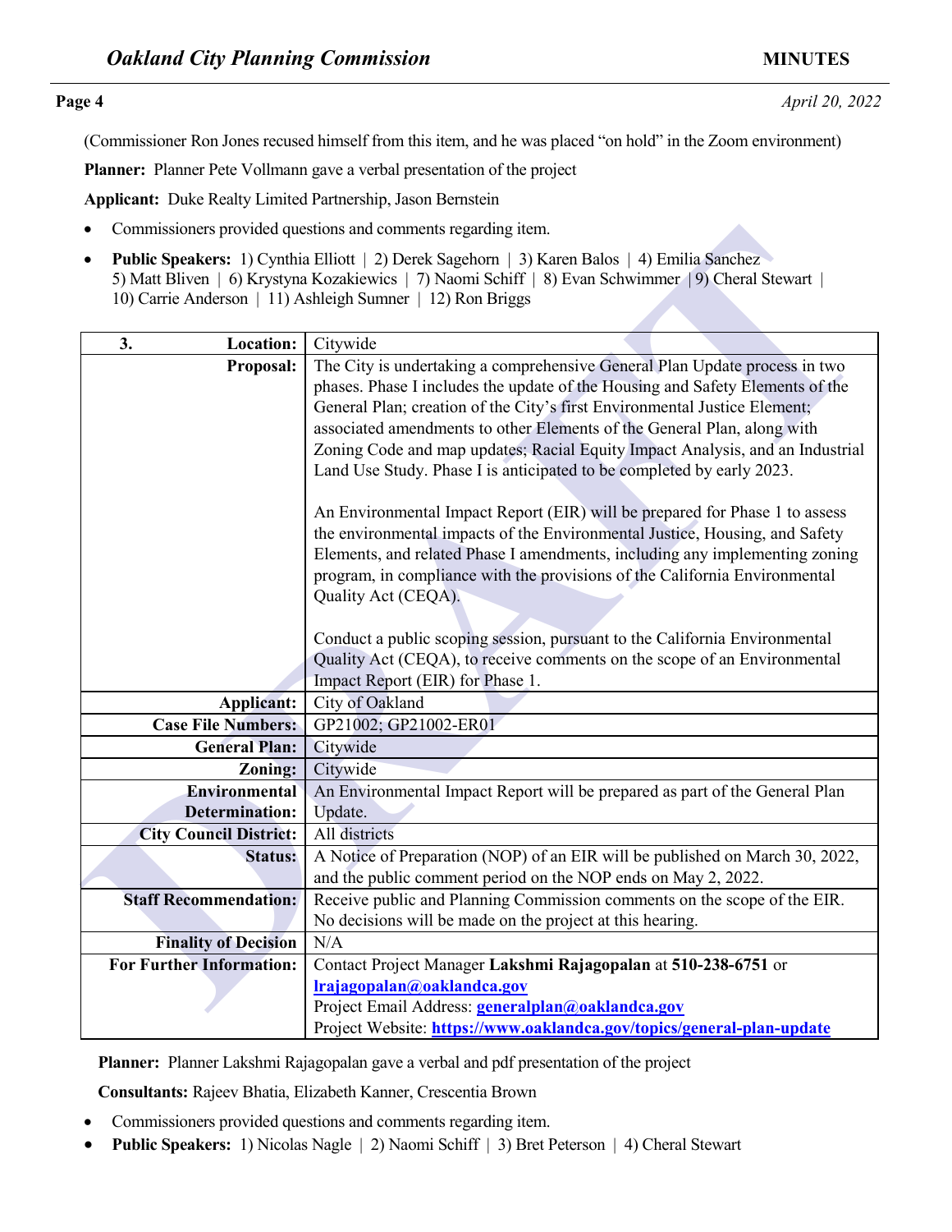(Commissioner Ron Jones recused himself from this item, and he was placed "on hold" in the Zoom environment)

**Planner:** Planner Pete Vollmann gave a verbal presentation of the project

**Applicant:** Duke Realty Limited Partnership, Jason Bernstein

- Commissioners provided questions and comments regarding item.
- **Public Speakers:** 1) Cynthia Elliott | 2) Derek Sagehorn | 3) Karen Balos | 4) Emilia Sanchez 5) Matt Bliven | 6) Krystyna Kozakiewics | 7) Naomi Schiff | 8) Evan Schwimmer | 9) Cheral Stewart | 10) Carrie Anderson | 11) Ashleigh Sumner | 12) Ron Briggs

| 3. Location: | Citywide |
|---|---|
| **Proposal:** | The City is undertaking a comprehensive General Plan Update process in two phases. Phase I includes the update of the Housing and Safety Elements of the General Plan; creation of the City's first Environmental Justice Element; associated amendments to other Elements of the General Plan, along with Zoning Code and map updates; Racial Equity Impact Analysis, and an Industrial Land Use Study. Phase I is anticipated to be completed by early 2023.<br><br>An Environmental Impact Report (EIR) will be prepared for Phase 1 to assess the environmental impacts of the Environmental Justice, Housing, and Safety Elements, and related Phase I amendments, including any implementing zoning program, in compliance with the provisions of the California Environmental Quality Act (CEQA).<br><br>Conduct a public scoping session, pursuant to the California Environmental Quality Act (CEQA), to receive comments on the scope of an Environmental Impact Report (EIR) for Phase 1. |
| **Applicant:** | City of Oakland |
| **Case File Numbers:** | GP21002; GP21002-ER01 |
| **General Plan:** | Citywide |
| **Zoning:** | Citywide |
| **Environmental Determination:** | An Environmental Impact Report will be prepared as part of the General Plan Update. |
| **City Council District:** | All districts |
| **Status:** | A Notice of Preparation (NOP) of an EIR will be published on March 30, 2022, and the public comment period on the NOP ends on May 2, 2022. |
| **Staff Recommendation:** | Receive public and Planning Commission comments on the scope of the EIR. No decisions will be made on the project at this hearing. |
| **Finality of Decision** | N/A |
| **For Further Information:** | Contact Project Manager **Lakshmi Rajagopalan** at **510-238-6751** or **lrajagopalan@oaklandca.gov**<br>Project Email Address: **generalplan@oaklandca.gov**<br>Project Website: **https://www.oaklandca.gov/topics/general-plan-update** |

**Planner:** Planner Lakshmi Rajagopalan gave a verbal and pdf presentation of the project

**Consultants:** Rajeev Bhatia, Elizabeth Kanner, Crescentia Brown

- Commissioners provided questions and comments regarding item.
- **Public Speakers:** 1) Nicolas Nagle | 2) Naomi Schiff | 3) Bret Peterson | 4) Cheral Stewart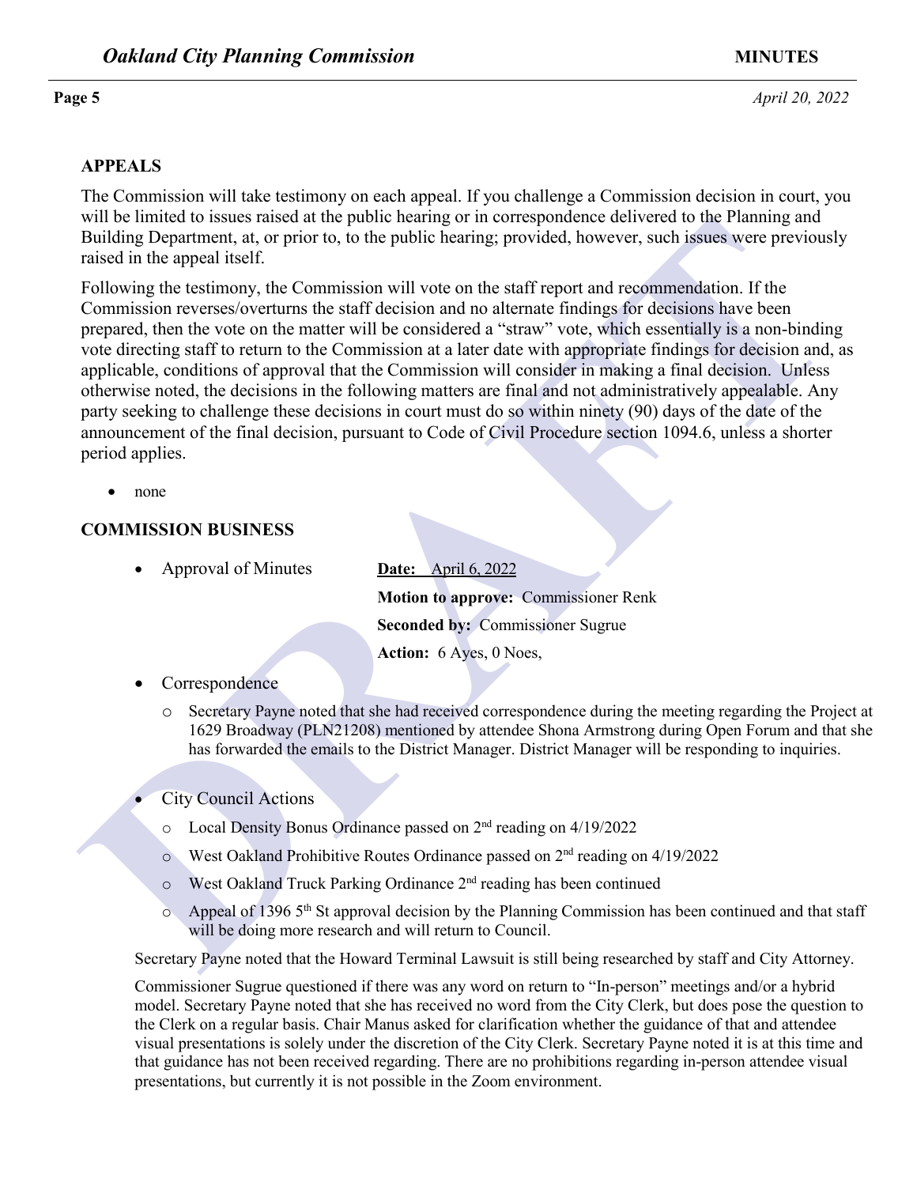## APPEALS

The Commission will take testimony on each appeal. If you challenge a Commission decision in court, you will be limited to issues raised at the public hearing or in correspondence delivered to the Planning and Building Department, at, or prior to, to the public hearing; provided, however, such issues were previously raised in the appeal itself.

Following the testimony, the Commission will vote on the staff report and recommendation. If the Commission reverses/overturns the staff decision and no alternate findings for decisions have been prepared, then the vote on the matter will be considered a "straw" vote, which essentially is a non-binding vote directing staff to return to the Commission at a later date with appropriate findings for decision and, as applicable, conditions of approval that the Commission will consider in making a final decision. Unless otherwise noted, the decisions in the following matters are final and not administratively appealable. Any party seeking to challenge these decisions in court must do so within ninety (90) days of the date of the announcement of the final decision, pursuant to Code of Civil Procedure section 1094.6, unless a shorter period applies.

- none

## COMMISSION BUSINESS

- Approval of Minutes

  **Date:** April 6, 2022

  **Motion to approve:** Commissioner Renk

  **Seconded by:** Commissioner Sugrue

  **Action:** 6 Ayes, 0 Noes,

- Correspondence
  - Secretary Payne noted that she had received correspondence during the meeting regarding the Project at 1629 Broadway (PLN21208) mentioned by attendee Shona Armstrong during Open Forum and that she has forwarded the emails to the District Manager. District Manager will be responding to inquiries.

- City Council Actions
  - Local Density Bonus Ordinance passed on 2nd reading on 4/19/2022
  - West Oakland Prohibitive Routes Ordinance passed on 2nd reading on 4/19/2022
  - West Oakland Truck Parking Ordinance 2nd reading has been continued
  - Appeal of 1396 5th St approval decision by the Planning Commission has been continued and that staff will be doing more research and will return to Council.

Secretary Payne noted that the Howard Terminal Lawsuit is still being researched by staff and City Attorney.

Commissioner Sugrue questioned if there was any word on return to "In-person" meetings and/or a hybrid model. Secretary Payne noted that she has received no word from the City Clerk, but does pose the question to the Clerk on a regular basis. Chair Manus asked for clarification whether the guidance of that and attendee visual presentations is solely under the discretion of the City Clerk. Secretary Payne noted it is at this time and that guidance has not been received regarding. There are no prohibitions regarding in-person attendee visual presentations, but currently it is not possible in the Zoom environment.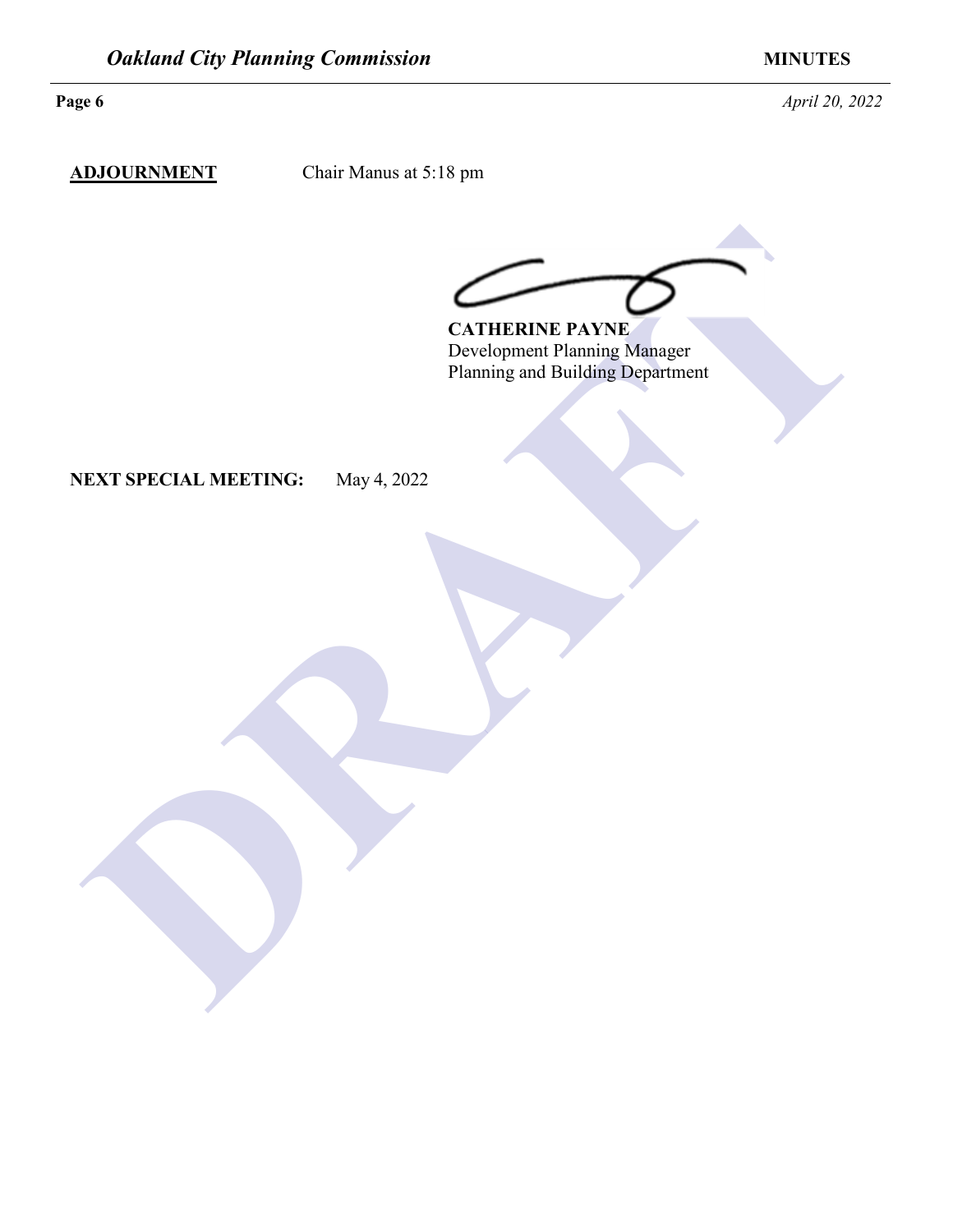**ADJOURNMENT** Chair Manus at 5:18 pm

**CATHERINE PAYNE**
Development Planning Manager
Planning and Building Department

**NEXT SPECIAL MEETING:** May 4, 2022

DRAFT